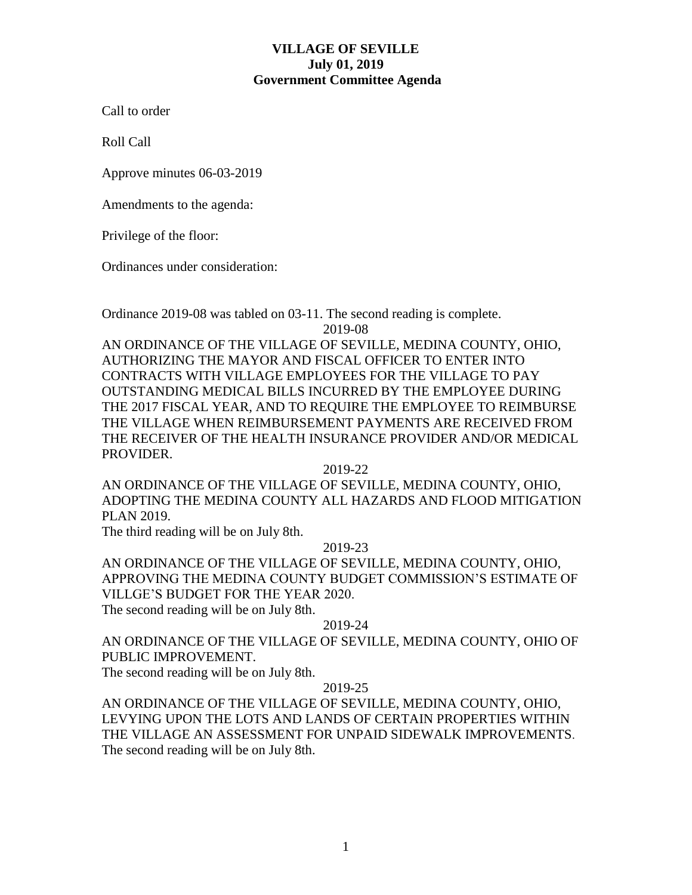**VILLAGE OF SEVILLE**
**July 01, 2019**
**Government Committee Agenda**

Call to order

Roll Call

Approve minutes 06-03-2019

Amendments to the agenda:

Privilege of the floor:

Ordinances under consideration:

Ordinance 2019-08 was tabled on 03-11. The second reading is complete.

2019-08

AN ORDINANCE OF THE VILLAGE OF SEVILLE, MEDINA COUNTY, OHIO, AUTHORIZING THE MAYOR AND FISCAL OFFICER TO ENTER INTO CONTRACTS WITH VILLAGE EMPLOYEES FOR THE VILLAGE TO PAY OUTSTANDING MEDICAL BILLS INCURRED BY THE EMPLOYEE DURING THE 2017 FISCAL YEAR, AND TO REQUIRE THE EMPLOYEE TO REIMBURSE THE VILLAGE WHEN REIMBURSEMENT PAYMENTS ARE RECEIVED FROM THE RECEIVER OF THE HEALTH INSURANCE PROVIDER AND/OR MEDICAL PROVIDER.

2019-22

AN ORDINANCE OF THE VILLAGE OF SEVILLE, MEDINA COUNTY, OHIO, ADOPTING THE MEDINA COUNTY ALL HAZARDS AND FLOOD MITIGATION PLAN 2019.

The third reading will be on July 8th.

2019-23

AN ORDINANCE OF THE VILLAGE OF SEVILLE, MEDINA COUNTY, OHIO, APPROVING THE MEDINA COUNTY BUDGET COMMISSION'S ESTIMATE OF VILLGE'S BUDGET FOR THE YEAR 2020.

The second reading will be on July 8th.

2019-24

AN ORDINANCE OF THE VILLAGE OF SEVILLE, MEDINA COUNTY, OHIO OF PUBLIC IMPROVEMENT.

The second reading will be on July 8th.

2019-25

AN ORDINANCE OF THE VILLAGE OF SEVILLE, MEDINA COUNTY, OHIO, LEVYING UPON THE LOTS AND LANDS OF CERTAIN PROPERTIES WITHIN THE VILLAGE AN ASSESSMENT FOR UNPAID SIDEWALK IMPROVEMENTS.

The second reading will be on July 8th.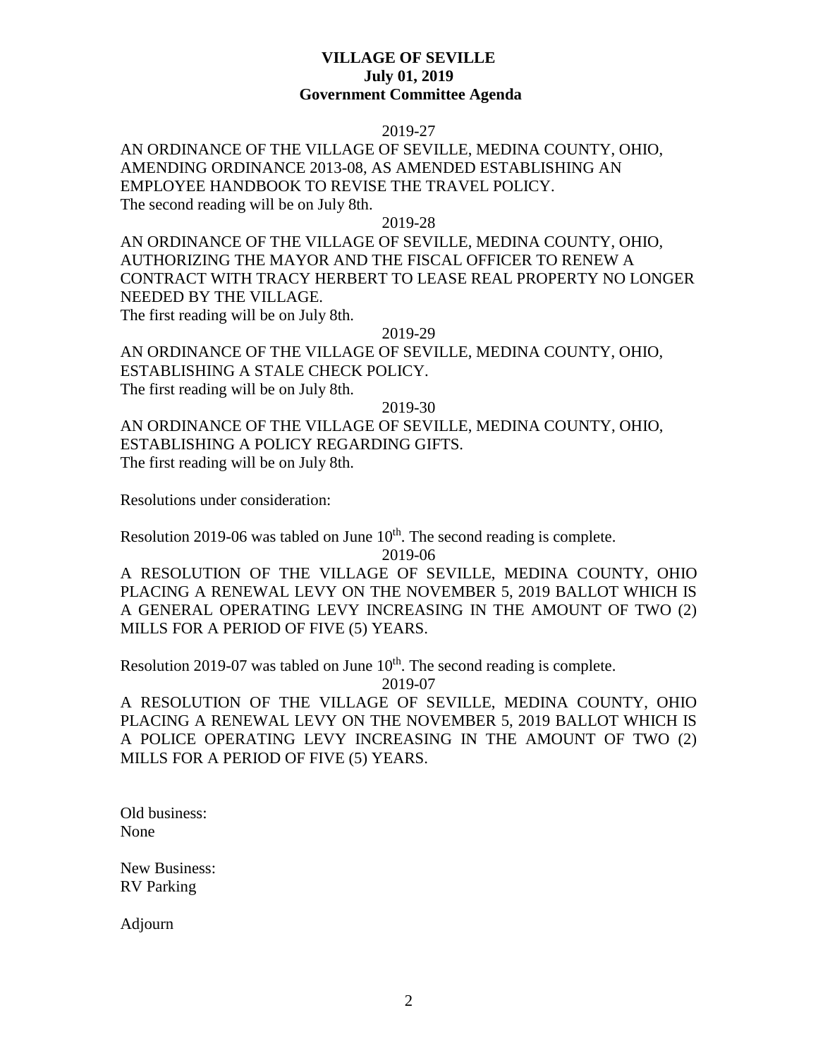**VILLAGE OF SEVILLE**
**July 01, 2019**
**Government Committee Agenda**

2019-27

AN ORDINANCE OF THE VILLAGE OF SEVILLE, MEDINA COUNTY, OHIO, AMENDING ORDINANCE 2013-08, AS AMENDED ESTABLISHING AN EMPLOYEE HANDBOOK TO REVISE THE TRAVEL POLICY.
The second reading will be on July 8th.

2019-28

AN ORDINANCE OF THE VILLAGE OF SEVILLE, MEDINA COUNTY, OHIO, AUTHORIZING THE MAYOR AND THE FISCAL OFFICER TO RENEW A CONTRACT WITH TRACY HERBERT TO LEASE REAL PROPERTY NO LONGER NEEDED BY THE VILLAGE.
The first reading will be on July 8th.

2019-29

AN ORDINANCE OF THE VILLAGE OF SEVILLE, MEDINA COUNTY, OHIO, ESTABLISHING A STALE CHECK POLICY.
The first reading will be on July 8th.

2019-30

AN ORDINANCE OF THE VILLAGE OF SEVILLE, MEDINA COUNTY, OHIO, ESTABLISHING A POLICY REGARDING GIFTS.
The first reading will be on July 8th.

Resolutions under consideration:

Resolution 2019-06 was tabled on June 10th. The second reading is complete.

2019-06

A RESOLUTION OF THE VILLAGE OF SEVILLE, MEDINA COUNTY, OHIO PLACING A RENEWAL LEVY ON THE NOVEMBER 5, 2019 BALLOT WHICH IS A GENERAL OPERATING LEVY INCREASING IN THE AMOUNT OF TWO (2) MILLS FOR A PERIOD OF FIVE (5) YEARS.

Resolution 2019-07 was tabled on June 10th. The second reading is complete.

2019-07

A RESOLUTION OF THE VILLAGE OF SEVILLE, MEDINA COUNTY, OHIO PLACING A RENEWAL LEVY ON THE NOVEMBER 5, 2019 BALLOT WHICH IS A POLICE OPERATING LEVY INCREASING IN THE AMOUNT OF TWO (2) MILLS FOR A PERIOD OF FIVE (5) YEARS.

Old business:
None

New Business:
RV Parking

Adjourn